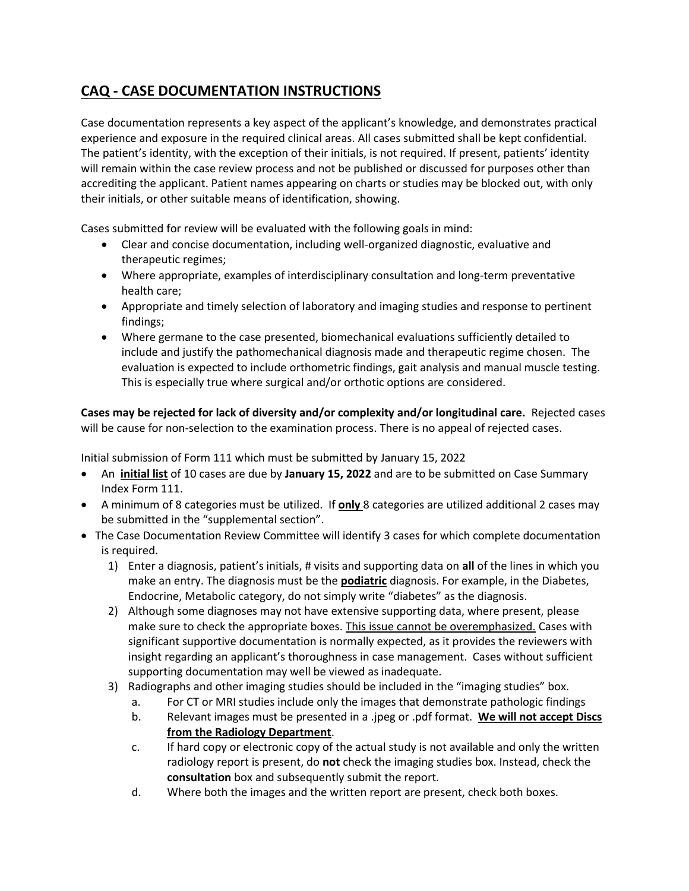## **CAQ - CASE DOCUMENTATION INSTRUCTIONS**

Case documentation represents a key aspect of the applicant's knowledge, and demonstrates practical experience and exposure in the required clinical areas. All cases submitted shall be kept confidential. The patient's identity, with the exception of their initials, is not required. If present, patients' identity will remain within the case review process and not be published or discussed for purposes other than accrediting the applicant. Patient names appearing on charts or studies may be blocked out, with only their initials, or other suitable means of identification, showing.

Cases submitted for review will be evaluated with the following goals in mind:

- Clear and concise documentation, including well-organized diagnostic, evaluative and therapeutic regimes;
- Where appropriate, examples of interdisciplinary consultation and long-term preventative health care;
- Appropriate and timely selection of laboratory and imaging studies and response to pertinent findings;
- Where germane to the case presented, biomechanical evaluations sufficiently detailed to include and justify the pathomechanical diagnosis made and therapeutic regime chosen. The evaluation is expected to include orthometric findings, gait analysis and manual muscle testing. This is especially true where surgical and/or orthotic options are considered.

**Cases may be rejected for lack of diversity and/or complexity and/or longitudinal care.** Rejected cases will be cause for non-selection to the examination process. There is no appeal of rejected cases.

Initial submission of Form 111 which must be submitted by January 15, 2022

- An **<u>initial list</u>** of 10 cases are due by **January 15, 2022** and are to be submitted on Case Summary Index Form 111.
- A minimum of 8 categories must be utilized. If **<u>only</u>** 8 categories are utilized additional 2 cases may be submitted in the "supplemental section".
- The Case Documentation Review Committee will identify 3 cases for which complete documentation is required.
  1) Enter a diagnosis, patient's initials, # visits and supporting data on **all** of the lines in which you make an entry. The diagnosis must be the **<u>podiatric</u>** diagnosis. For example, in the Diabetes, Endocrine, Metabolic category, do not simply write "diabetes" as the diagnosis.
  2) Although some diagnoses may not have extensive supporting data, where present, please make sure to check the appropriate boxes. <u>This issue cannot be overemphasized.</u> Cases with significant supportive documentation is normally expected, as it provides the reviewers with insight regarding an applicant's thoroughness in case management. Cases without sufficient supporting documentation may well be viewed as inadequate.
  3) Radiographs and other imaging studies should be included in the "imaging studies" box.
     a. For CT or MRI studies include only the images that demonstrate pathologic findings
     b. Relevant images must be presented in a .jpeg or .pdf format. **<u>We will not accept Discs from the Radiology Department</u>**.
     c. If hard copy or electronic copy of the actual study is not available and only the written radiology report is present, do **not** check the imaging studies box. Instead, check the **consultation** box and subsequently submit the report.
     d. Where both the images and the written report are present, check both boxes.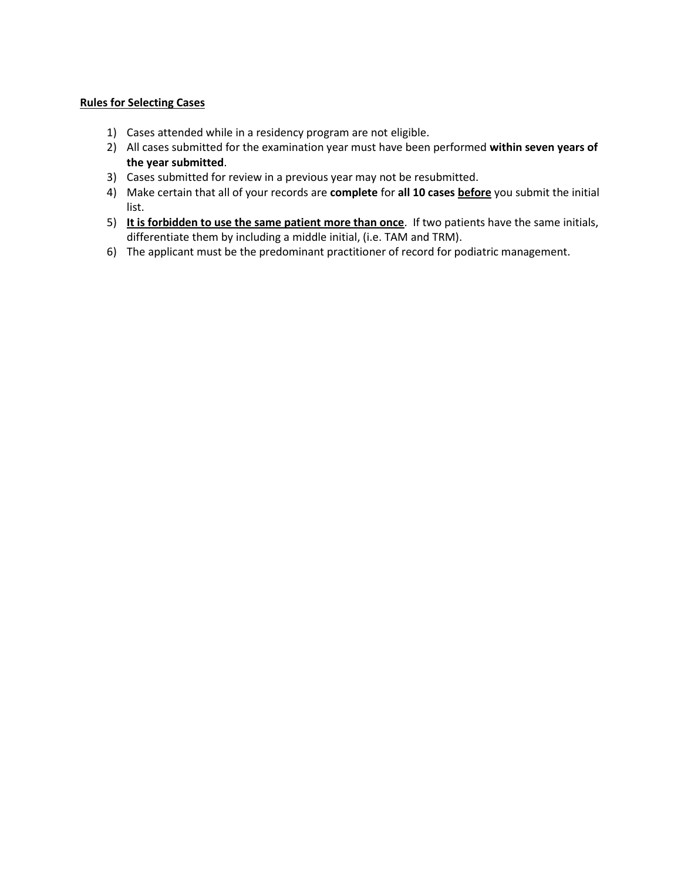**<u>Rules for Selecting Cases</u>**

1) Cases attended while in a residency program are not eligible.
2) All cases submitted for the examination year must have been performed **within seven years of the year submitted**.
3) Cases submitted for review in a previous year may not be resubmitted.
4) Make certain that all of your records are **complete** for **all 10 cases <u>before</u>** you submit the initial list.
5) **<u>It is forbidden to use the same patient more than once</u>**. If two patients have the same initials, differentiate them by including a middle initial, (i.e. TAM and TRM).
6) The applicant must be the predominant practitioner of record for podiatric management.